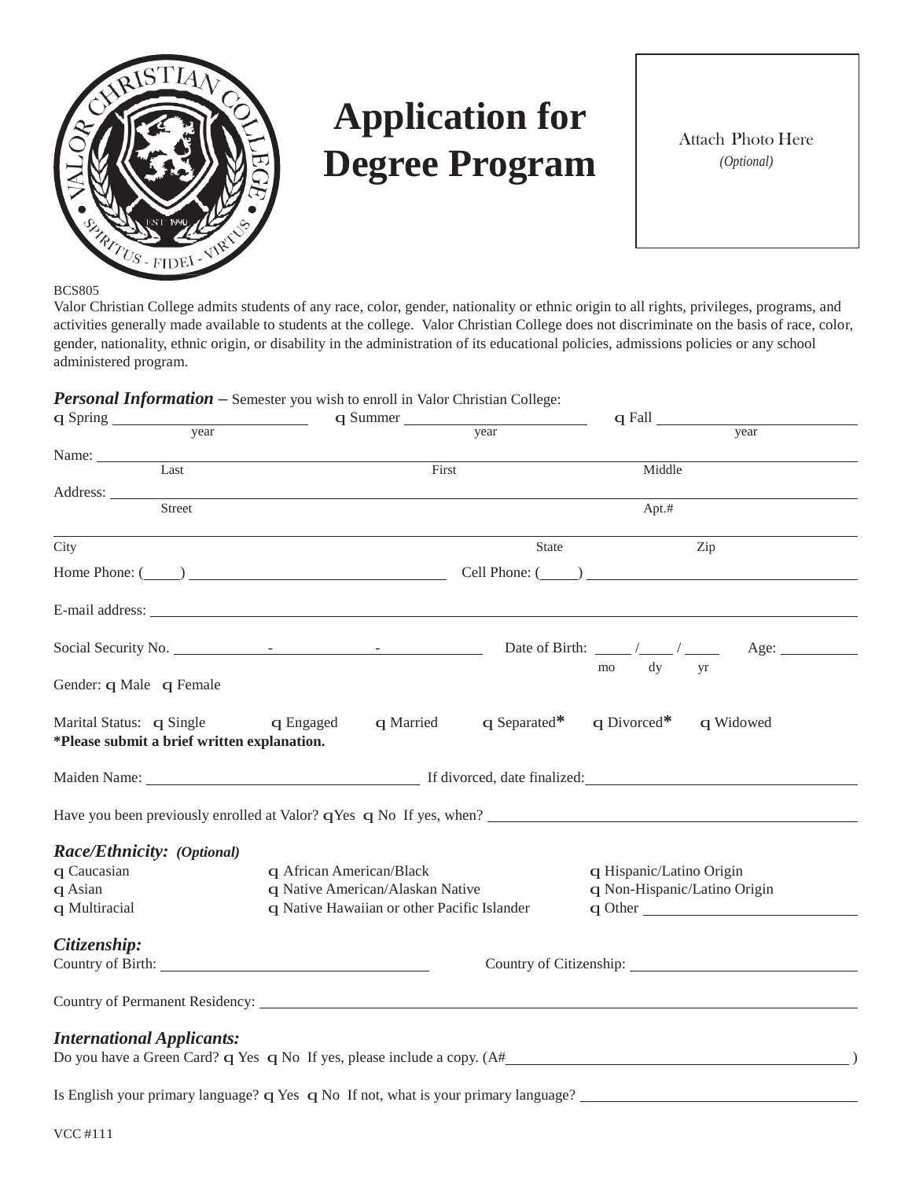# Application for Degree Program

Attach Photo Here
*(Optional)*

BCS805

Valor Christian College admits students of any race, color, gender, nationality or ethnic origin to all rights, privileges, programs, and activities generally made available to students at the college. Valor Christian College does not discriminate on the basis of race, color, gender, nationality, ethnic origin, or disability in the administration of its educational policies, admissions policies or any school administered program.

***Personal Information*** – Semester you wish to enroll in Valor Christian College:

q Spring ______________ (year) q Summer ______________ (year) q Fall ______________ (year)

Name: ________________________________________________
Last First Middle

Address: ________________________________________________
Street Apt.#

________________________________________________
City State Zip

Home Phone: (____) ______________________ Cell Phone: (____) ______________________

E-mail address: ________________________________________________

Social Security No. ________ - ________ - ________ Date of Birth: ____ / ____ / ____ Age: ________
mo dy yr

Gender: q Male q Female

Marital Status: q Single q Engaged q Married q Separated* q Divorced* q Widowed
**\*Please submit a brief written explanation.**

Maiden Name: ______________________ If divorced, date finalized: ______________________

Have you been previously enrolled at Valor? qYes q No If yes, when? ______________________

***Race/Ethnicity:*** ***(Optional)***

q Caucasian
q Asian
q Multiracial
q African American/Black
q Native American/Alaskan Native
q Native Hawaiian or other Pacific Islander
q Hispanic/Latino Origin
q Non-Hispanic/Latino Origin
q Other ______________________

***Citizenship:***

Country of Birth: ______________________ Country of Citizenship: ______________________

Country of Permanent Residency: ______________________

***International Applicants:***

Do you have a Green Card? q Yes q No If yes, please include a copy. (A# ______________________ )

Is English your primary language? q Yes q No If not, what is your primary language? ______________________

VCC #111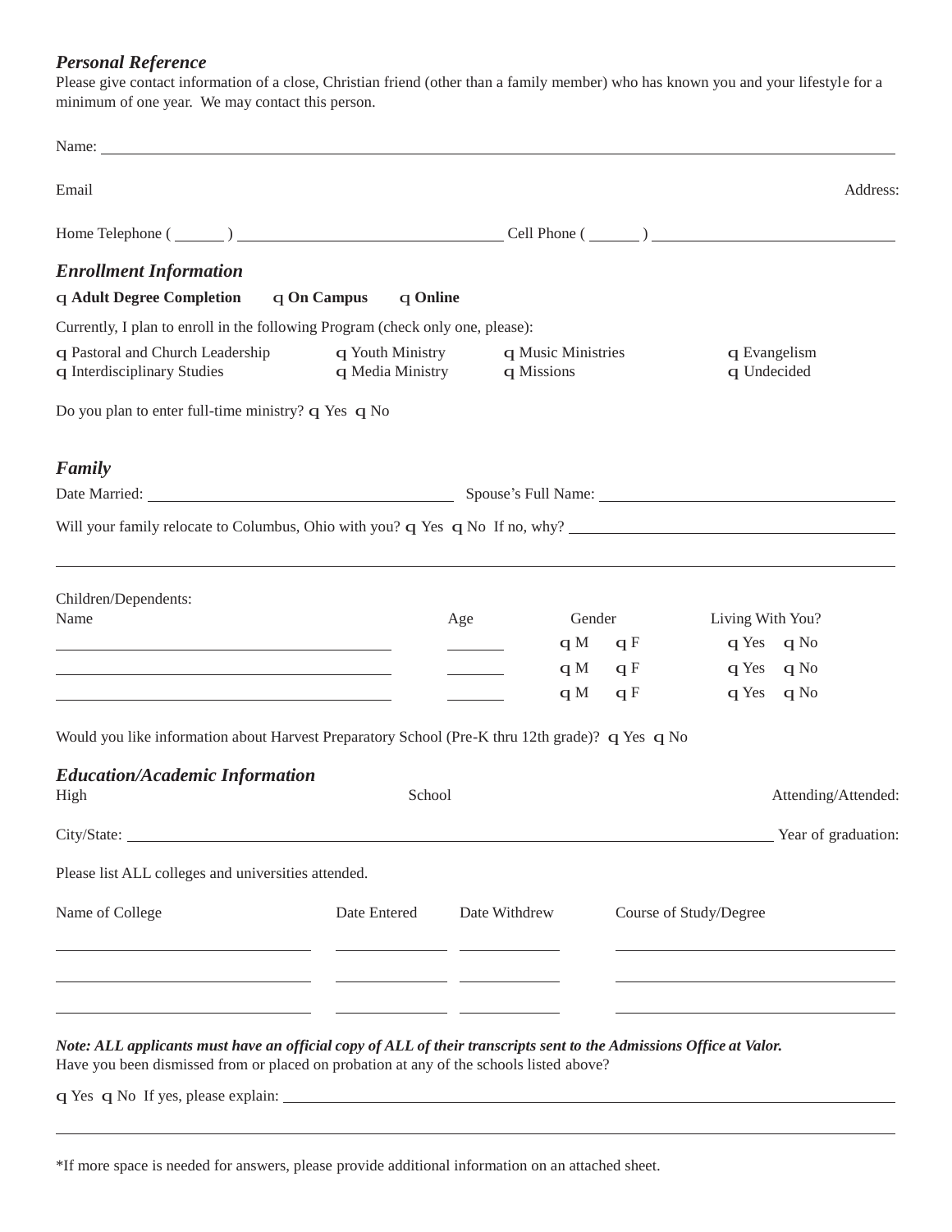### *Personal Reference*

Please give contact information of a close, Christian friend (other than a family member) who has known you and your lifestyle for a minimum of one year. We may contact this person.

Name: ______________________________________________________________________

Email Address:

Home Telephone ( ______ ) ______________________________ Cell Phone ( ______ ) ____________________________

### *Enrollment Information*

❑ **Adult Degree Completion** ❑ **On Campus** ❑ **Online**

Currently, I plan to enroll in the following Program (check only one, please):

❑ Pastoral and Church Leadership ❑ Youth Ministry ❑ Music Ministries ❑ Evangelism
❑ Interdisciplinary Studies ❑ Media Ministry ❑ Missions ❑ Undecided

Do you plan to enter full-time ministry? ❑ Yes ❑ No

### *Family*

Date Married: ________________________________ Spouse's Full Name: ________________________________

Will your family relocate to Columbus, Ohio with you? ❑ Yes ❑ No If no, why? ________________________________

______________________________________________________________________

Children/Dependents:

| Name | Age | Gender | Living With You? |
|---|---|---|---|
| ____________________ | ______ | ❑ M ❑ F | ❑ Yes ❑ No |
| ____________________ | ______ | ❑ M ❑ F | ❑ Yes ❑ No |
| ____________________ | ______ | ❑ M ❑ F | ❑ Yes ❑ No |

Would you like information about Harvest Preparatory School (Pre-K thru 12th grade)? ❑ Yes ❑ No

### *Education/Academic Information*

High School Attending/Attended:

City/State: ______________________________________________________________ Year of graduation:

Please list ALL colleges and universities attended.

| Name of College | Date Entered | Date Withdrew | Course of Study/Degree |
|---|---|---|---|
| | | | |
| | | | |
| | | | |

***Note: ALL applicants must have an official copy of ALL of their transcripts sent to the Admissions Office at Valor.***

Have you been dismissed from or placed on probation at any of the schools listed above?

❑ Yes ❑ No If yes, please explain: ______________________________________________________________

______________________________________________________________________

*If more space is needed for answers, please provide additional information on an attached sheet.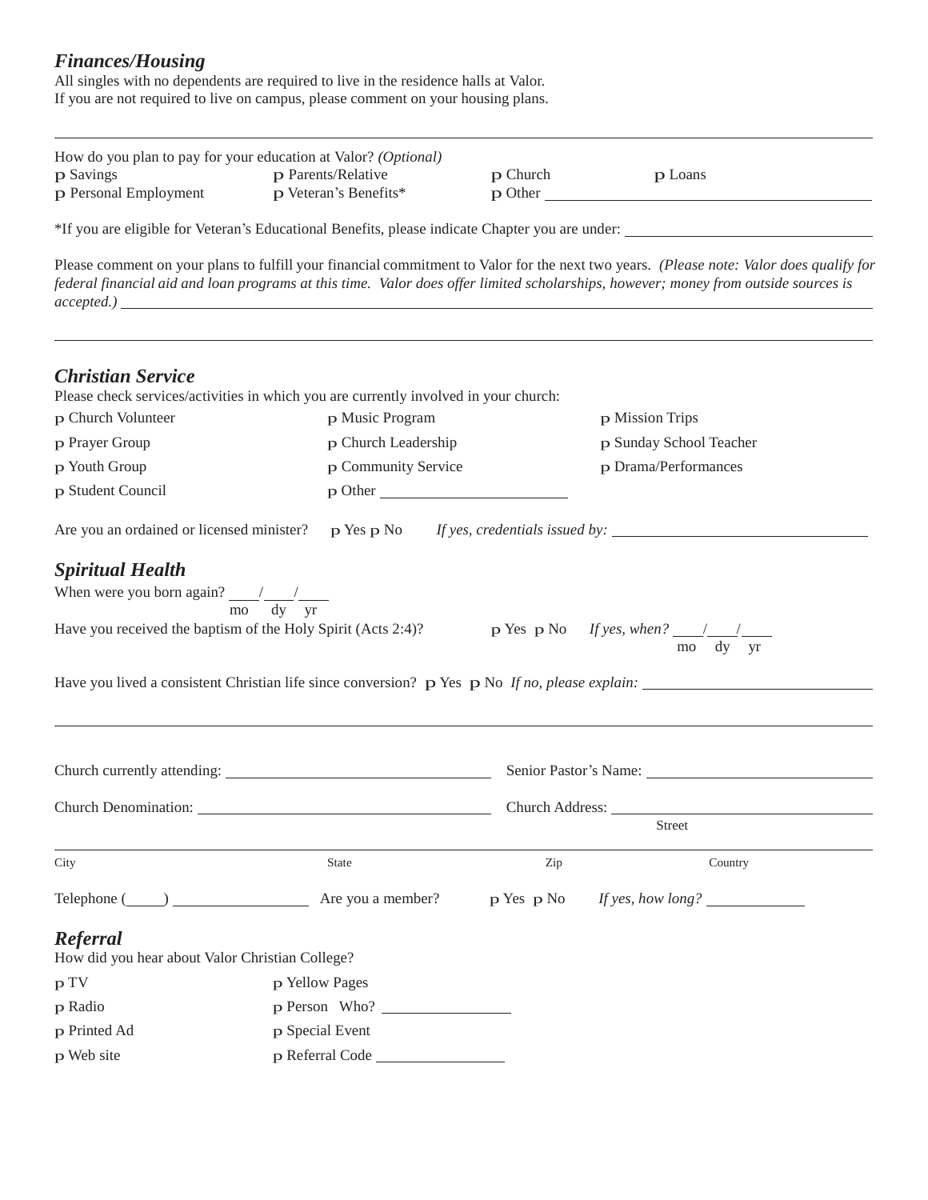## *Finances/Housing*

All singles with no dependents are required to live in the residence halls at Valor.
If you are not required to live on campus, please comment on your housing plans.

______________________________________________________________________________

How do you plan to pay for your education at Valor? *(Optional)*

| | | | |
|---|---|---|---|
| ☐ Savings | ☐ Parents/Relative | ☐ Church | ☐ Loans |
| ☐ Personal Employment | ☐ Veteran's Benefits* | ☐ Other ____________ | |

*If you are eligible for Veteran's Educational Benefits, please indicate Chapter you are under: ____________

Please comment on your plans to fulfill your financial commitment to Valor for the next two years. *(Please note: Valor does qualify for federal financial aid and loan programs at this time. Valor does offer limited scholarships, however; money from outside sources is accepted.)* ____________

______________________________________________________________________________

## *Christian Service*

Please check services/activities in which you are currently involved in your church:

| | | |
|---|---|---|
| ☐ Church Volunteer | ☐ Music Program | ☐ Mission Trips |
| ☐ Prayer Group | ☐ Church Leadership | ☐ Sunday School Teacher |
| ☐ Youth Group | ☐ Community Service | ☐ Drama/Performances |
| ☐ Student Council | ☐ Other ____________ | |

Are you an ordained or licensed minister? ☐ Yes ☐ No *If yes, credentials issued by:* ____________

## *Spiritual Health*

When were you born again? ____/____/____ (mo dy yr)

Have you received the baptism of the Holy Spirit (Acts 2:4)? ☐ Yes ☐ No *If yes, when?* ____/____/____ (mo dy yr)

Have you lived a consistent Christian life since conversion? ☐ Yes ☐ No *If no, please explain:* ____________

______________________________________________________________________________

Church currently attending: ____________ Senior Pastor's Name: ____________

Church Denomination: ____________ Church Address: ____________ (Street)

____________ City ____________ State ____________ Zip ____________ Country

Telephone (____) ____________ Are you a member? ☐ Yes ☐ No *If yes, how long?* ____________

## *Referral*

How did you hear about Valor Christian College?

| | |
|---|---|
| ☐ TV | ☐ Yellow Pages |
| ☐ Radio | ☐ Person Who? ____________ |
| ☐ Printed Ad | ☐ Special Event |
| ☐ Web site | ☐ Referral Code ____________ |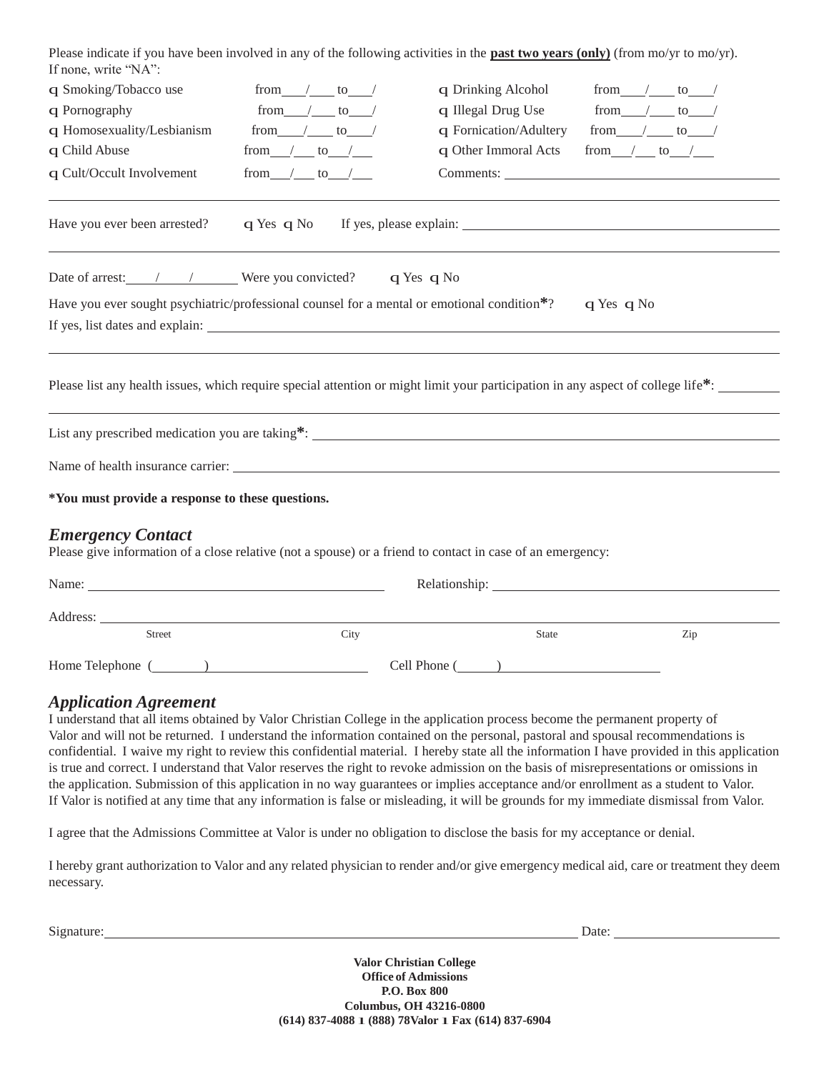Please indicate if you have been involved in any of the following activities in the **past two years (only)** (from mo/yr to mo/yr). If none, write "NA":

| | | | |
|---|---|---|---|
| q Smoking/Tobacco use | from\_\_\_/\_\_\_ to\_\_\_/ | q Drinking Alcohol | from\_\_\_/\_\_\_ to\_\_\_/ |
| q Pornography | from\_\_\_/\_\_\_ to\_\_\_/ | q Illegal Drug Use | from\_\_\_/\_\_\_ to\_\_\_/ |
| q Homosexuality/Lesbianism | from\_\_\_/\_\_\_ to\_\_\_/ | q Fornication/Adultery | from\_\_\_/\_\_\_ to\_\_\_/ |
| q Child Abuse | from\_\_\_/\_\_\_ to\_\_\_/\_\_\_ | q Other Immoral Acts | from\_\_\_/\_\_\_ to\_\_\_/\_\_\_ |
| q Cult/Occult Involvement | from\_\_\_/\_\_\_ to\_\_\_/\_\_\_ | Comments: \_\_\_\_\_\_\_\_\_\_\_\_\_\_\_\_ | |

Have you ever been arrested? q Yes q No If yes, please explain: \_\_\_\_\_\_\_\_\_\_\_\_\_\_\_\_\_\_\_\_

Date of arrest: \_\_\_/\_\_\_/\_\_\_ Were you convicted? q Yes q No

Have you ever sought psychiatric/professional counsel for a mental or emotional condition*? q Yes q No

If yes, list dates and explain: \_\_\_\_\_\_\_\_\_\_\_\_\_\_\_\_\_\_\_\_

Please list any health issues, which require special attention or might limit your participation in any aspect of college life*: \_\_\_\_\_\_\_\_

List any prescribed medication you are taking*: \_\_\_\_\_\_\_\_\_\_\_\_\_\_\_\_\_\_\_\_

Name of health insurance carrier: \_\_\_\_\_\_\_\_\_\_\_\_\_\_\_\_\_\_\_\_

**\*You must provide a response to these questions.**

## *Emergency Contact*

Please give information of a close relative (not a spouse) or a friend to contact in case of an emergency:

Name: \_\_\_\_\_\_\_\_\_\_\_\_\_\_\_\_\_\_\_\_ Relationship: \_\_\_\_\_\_\_\_\_\_\_\_\_\_\_\_\_\_\_\_

Address: \_\_\_\_\_\_\_\_\_\_\_\_\_\_\_\_\_\_\_\_

Street City State Zip

Home Telephone (\_\_\_\_\_) \_\_\_\_\_\_\_\_\_\_\_\_\_\_\_\_ Cell Phone (\_\_\_\_\_) \_\_\_\_\_\_\_\_\_\_\_\_\_\_\_\_

## *Application Agreement*

I understand that all items obtained by Valor Christian College in the application process become the permanent property of Valor and will not be returned. I understand the information contained on the personal, pastoral and spousal recommendations is confidential. I waive my right to review this confidential material. I hereby state all the information I have provided in this application is true and correct. I understand that Valor reserves the right to revoke admission on the basis of misrepresentations or omissions in the application. Submission of this application in no way guarantees or implies acceptance and/or enrollment as a student to Valor. If Valor is notified at any time that any information is false or misleading, it will be grounds for my immediate dismissal from Valor.

I agree that the Admissions Committee at Valor is under no obligation to disclose the basis for my acceptance or denial.

I hereby grant authorization to Valor and any related physician to render and/or give emergency medical aid, care or treatment they deem necessary.

Signature: \_\_\_\_\_\_\_\_\_\_\_\_\_\_\_\_\_\_\_\_ Date: \_\_\_\_\_\_\_\_\_\_\_\_

**Valor Christian College**
**Office of Admissions**
**P.O. Box 800**
**Columbus, OH 43216-0800**
**(614) 837-4088 ı (888) 78Valor ı Fax (614) 837-6904**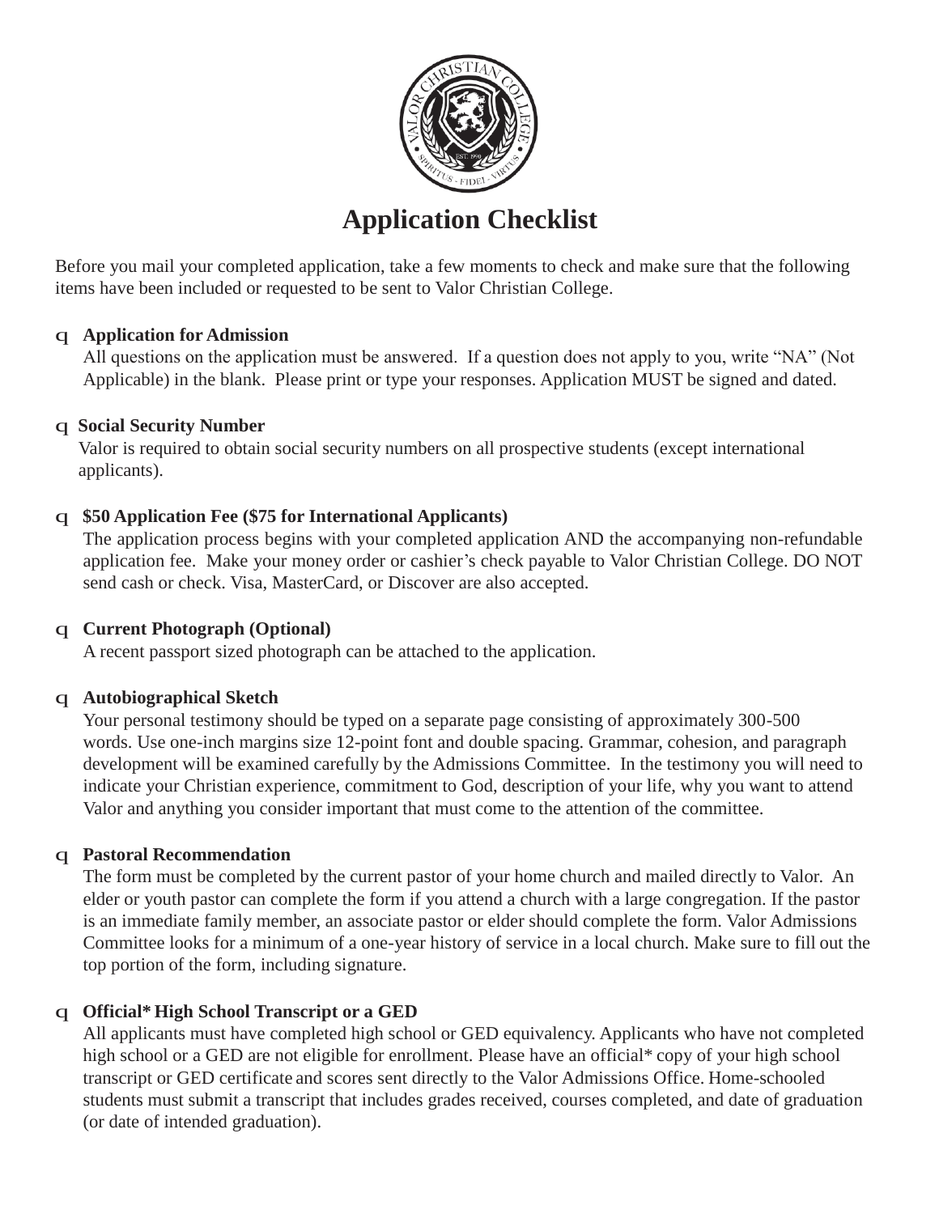# Application Checklist

Before you mail your completed application, take a few moments to check and make sure that the following items have been included or requested to be sent to Valor Christian College.

- ☐ **Application for Admission**
  All questions on the application must be answered. If a question does not apply to you, write "NA" (Not Applicable) in the blank. Please print or type your responses. Application MUST be signed and dated.

- ☐ **Social Security Number**
  Valor is required to obtain social security numbers on all prospective students (except international applicants).

- ☐ **$50 Application Fee ($75 for International Applicants)**
  The application process begins with your completed application AND the accompanying non-refundable application fee. Make your money order or cashier's check payable to Valor Christian College. DO NOT send cash or check. Visa, MasterCard, or Discover are also accepted.

- ☐ **Current Photograph (Optional)**
  A recent passport sized photograph can be attached to the application.

- ☐ **Autobiographical Sketch**
  Your personal testimony should be typed on a separate page consisting of approximately 300-500 words. Use one-inch margins size 12-point font and double spacing. Grammar, cohesion, and paragraph development will be examined carefully by the Admissions Committee. In the testimony you will need to indicate your Christian experience, commitment to God, description of your life, why you want to attend Valor and anything you consider important that must come to the attention of the committee.

- ☐ **Pastoral Recommendation**
  The form must be completed by the current pastor of your home church and mailed directly to Valor. An elder or youth pastor can complete the form if you attend a church with a large congregation. If the pastor is an immediate family member, an associate pastor or elder should complete the form. Valor Admissions Committee looks for a minimum of a one-year history of service in a local church. Make sure to fill out the top portion of the form, including signature.

- ☐ **Official* High School Transcript or a GED**
  All applicants must have completed high school or GED equivalency. Applicants who have not completed high school or a GED are not eligible for enrollment. Please have an official* copy of your high school transcript or GED certificate and scores sent directly to the Valor Admissions Office. Home-schooled students must submit a transcript that includes grades received, courses completed, and date of graduation (or date of intended graduation).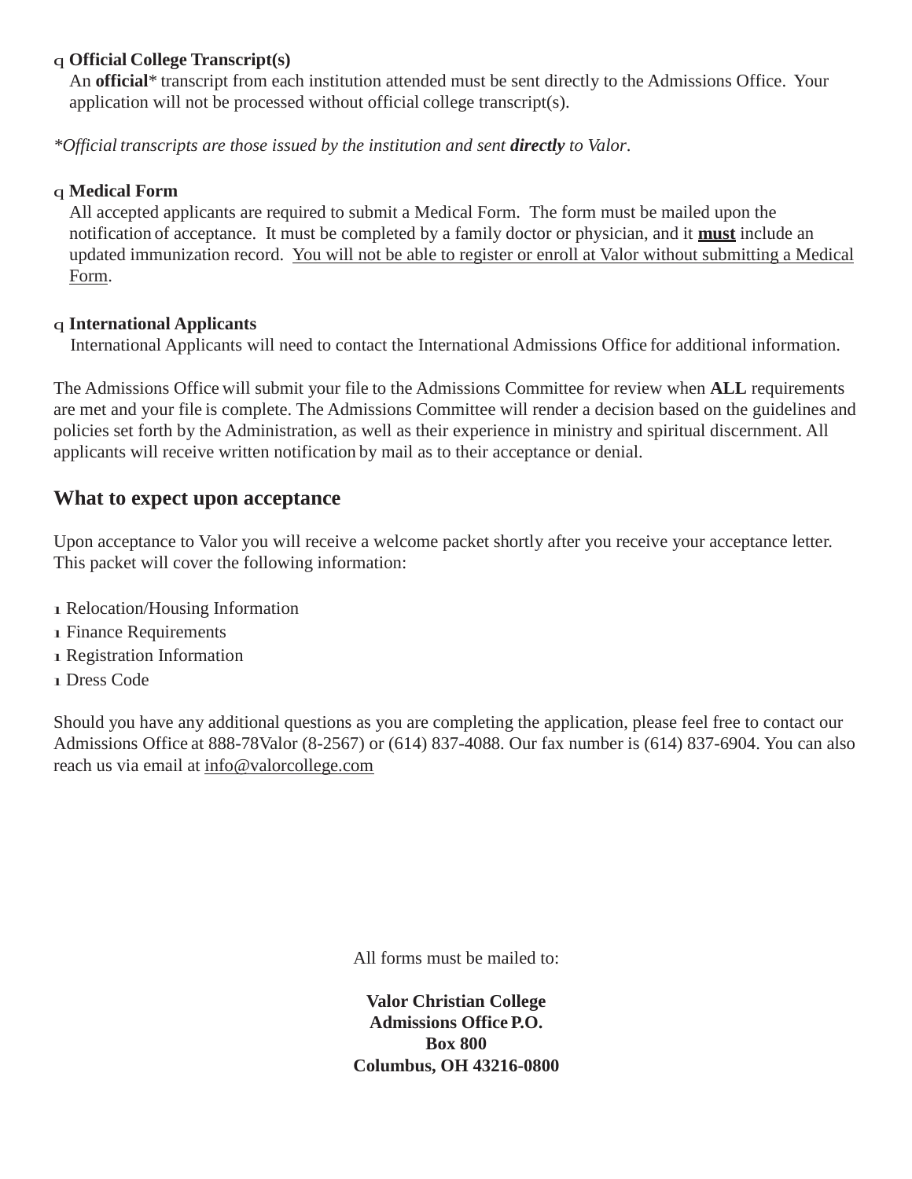- [ ] **Official College Transcript(s)**
  An **official*** transcript from each institution attended must be sent directly to the Admissions Office. Your application will not be processed without official college transcript(s).

*\*Official transcripts are those issued by the institution and sent **directly** to Valor.*

- [ ] **Medical Form**
  All accepted applicants are required to submit a Medical Form. The form must be mailed upon the notification of acceptance. It must be completed by a family doctor or physician, and it **<u>must</u>** include an updated immunization record. <u>You will not be able to register or enroll at Valor without submitting a Medical Form</u>.

- [ ] **International Applicants**
  International Applicants will need to contact the International Admissions Office for additional information.

The Admissions Office will submit your file to the Admissions Committee for review when **ALL** requirements are met and your file is complete. The Admissions Committee will render a decision based on the guidelines and policies set forth by the Administration, as well as their experience in ministry and spiritual discernment. All applicants will receive written notification by mail as to their acceptance or denial.

## What to expect upon acceptance

Upon acceptance to Valor you will receive a welcome packet shortly after you receive your acceptance letter. This packet will cover the following information:

- Relocation/Housing Information
- Finance Requirements
- Registration Information
- Dress Code

Should you have any additional questions as you are completing the application, please feel free to contact our Admissions Office at 888-78Valor (8-2567) or (614) 837-4088. Our fax number is (614) 837-6904. You can also reach us via email at <u>info@valorcollege.com</u>

All forms must be mailed to:

**Valor Christian College**
**Admissions Office P.O.**
**Box 800**
**Columbus, OH 43216-0800**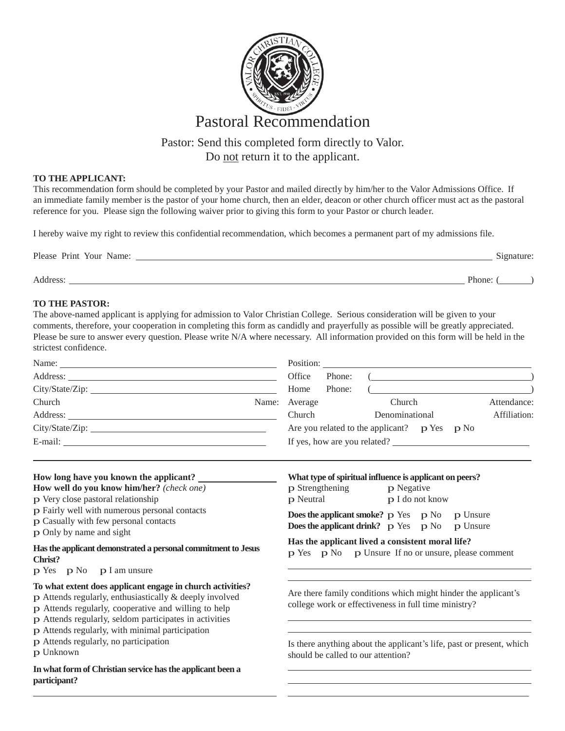# Pastoral Recommendation

Pastor: Send this completed form directly to Valor.
Do not return it to the applicant.

**TO THE APPLICANT:**

This recommendation form should be completed by your Pastor and mailed directly by him/her to the Valor Admissions Office. If an immediate family member is the pastor of your home church, then an elder, deacon or other church officer must act as the pastoral reference for you. Please sign the following waiver prior to giving this form to your Pastor or church leader.

I hereby waive my right to review this confidential recommendation, which becomes a permanent part of my admissions file.

Please Print Your Name: ______________________________ Signature:

Address: ______________________________ Phone: (______)

**TO THE PASTOR:**

The above-named applicant is applying for admission to Valor Christian College. Serious consideration will be given to your comments, therefore, your cooperation in completing this form as candidly and prayerfully as possible will be greatly appreciated. Please be sure to answer every question. Please write N/A where necessary. All information provided on this form will be held in the strictest confidence.

Name: ______________________________

Address: ______________________________

City/State/Zip: ______________________________

Church Name:

Address: ______________________________

City/State/Zip: ______________________________

E-mail: ______________________________

Position: ______________________________

Office Phone: (______________________________)

Home Phone: (______________________________)

Average Church Attendance:

Church Denominational Affiliation:

Are you related to the applicant? ☐ Yes ☐ No

If yes, how are you related? ______________________________

**How long have you known the applicant?** ______________

**How well do you know him/her?** *(check one)*

- ☐ Very close pastoral relationship
- ☐ Fairly well with numerous personal contacts
- ☐ Casually with few personal contacts
- ☐ Only by name and sight

**Has the applicant demonstrated a personal commitment to Jesus Christ?**

☐ Yes ☐ No ☐ I am unsure

**To what extent does applicant engage in church activities?**

- ☐ Attends regularly, enthusiastically & deeply involved
- ☐ Attends regularly, cooperative and willing to help
- ☐ Attends regularly, seldom participates in activities
- ☐ Attends regularly, with minimal participation
- ☐ Attends regularly, no participation
- ☐ Unknown

**In what form of Christian service has the applicant been a participant?**

______________________________

**What type of spiritual influence is applicant on peers?**

☐ Strengthening ☐ Negative
☐ Neutral ☐ I do not know

**Does the applicant smoke?** ☐ Yes ☐ No ☐ Unsure

**Does the applicant drink?** ☐ Yes ☐ No ☐ Unsure

**Has the applicant lived a consistent moral life?**

☐ Yes ☐ No ☐ Unsure If no or unsure, please comment

______________________________

______________________________

Are there family conditions which might hinder the applicant's college work or effectiveness in full time ministry?

______________________________

______________________________

Is there anything about the applicant's life, past or present, which should be called to our attention?

______________________________

______________________________

______________________________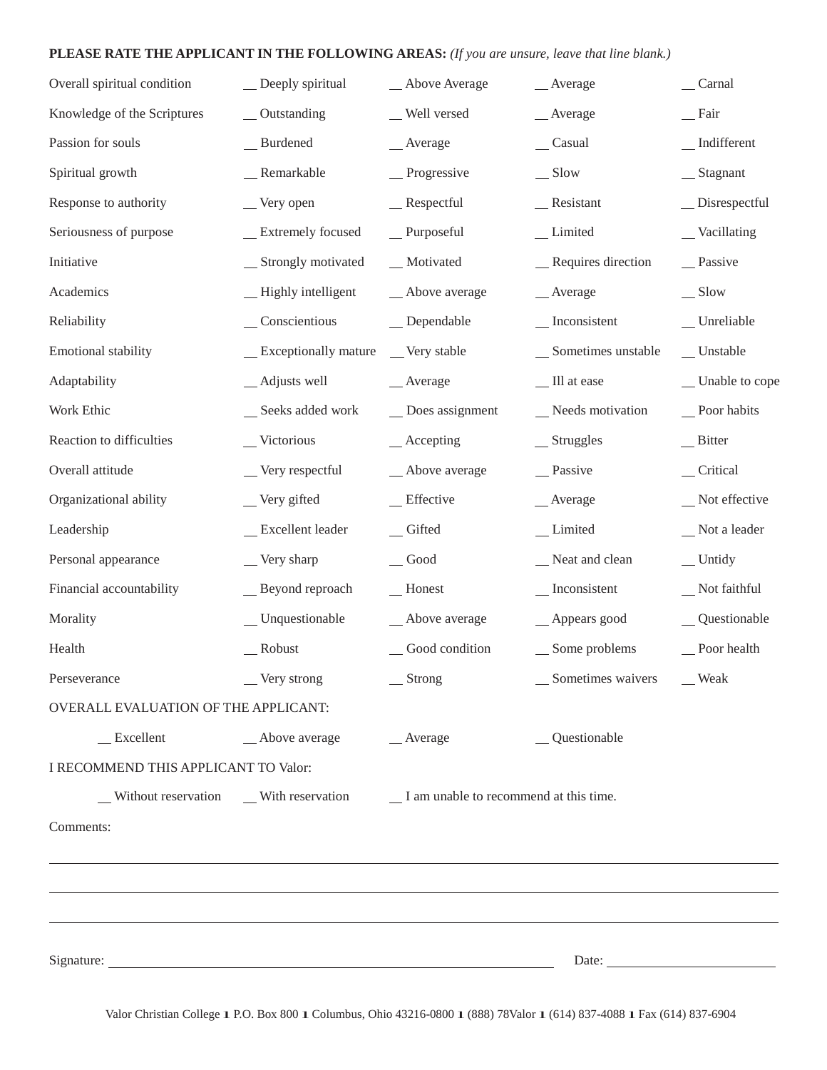**PLEASE RATE THE APPLICANT IN THE FOLLOWING AREAS:** *(If you are unsure, leave that line blank.)*

| | | | | |
|---|---|---|---|---|
| Overall spiritual condition | __ Deeply spiritual | __ Above Average | __ Average | __ Carnal |
| Knowledge of the Scriptures | __ Outstanding | __ Well versed | __ Average | __ Fair |
| Passion for souls | __ Burdened | __ Average | __ Casual | __ Indifferent |
| Spiritual growth | __ Remarkable | __ Progressive | __ Slow | __ Stagnant |
| Response to authority | __ Very open | __ Respectful | __ Resistant | __ Disrespectful |
| Seriousness of purpose | __ Extremely focused | __ Purposeful | __ Limited | __ Vacillating |
| Initiative | __ Strongly motivated | __ Motivated | __ Requires direction | __ Passive |
| Academics | __ Highly intelligent | __ Above average | __ Average | __ Slow |
| Reliability | __ Conscientious | __ Dependable | __ Inconsistent | __ Unreliable |
| Emotional stability | __ Exceptionally mature | __ Very stable | __ Sometimes unstable | __ Unstable |
| Adaptability | __ Adjusts well | __ Average | __ Ill at ease | __ Unable to cope |
| Work Ethic | __ Seeks added work | __ Does assignment | __ Needs motivation | __ Poor habits |
| Reaction to difficulties | __ Victorious | __ Accepting | __ Struggles | __ Bitter |
| Overall attitude | __ Very respectful | __ Above average | __ Passive | __ Critical |
| Organizational ability | __ Very gifted | __ Effective | __ Average | __ Not effective |
| Leadership | __ Excellent leader | __ Gifted | __ Limited | __ Not a leader |
| Personal appearance | __ Very sharp | __ Good | __ Neat and clean | __ Untidy |
| Financial accountability | __ Beyond reproach | __ Honest | __ Inconsistent | __ Not faithful |
| Morality | __ Unquestionable | __ Above average | __ Appears good | __ Questionable |
| Health | __ Robust | __ Good condition | __ Some problems | __ Poor health |
| Perseverance | __ Very strong | __ Strong | __ Sometimes waivers | __ Weak |

OVERALL EVALUATION OF THE APPLICANT:

__ Excellent    __ Above average    __ Average    __ Questionable

I RECOMMEND THIS APPLICANT TO Valor:

__ Without reservation    __ With reservation    __ I am unable to recommend at this time.

Comments:

\_\_\_\_\_\_\_\_\_\_\_\_\_\_\_\_\_\_\_\_\_\_\_\_\_\_\_\_\_\_\_\_\_\_\_\_\_\_\_\_\_\_\_\_\_\_\_\_\_\_\_\_\_\_\_\_\_\_\_\_

\_\_\_\_\_\_\_\_\_\_\_\_\_\_\_\_\_\_\_\_\_\_\_\_\_\_\_\_\_\_\_\_\_\_\_\_\_\_\_\_\_\_\_\_\_\_\_\_\_\_\_\_\_\_\_\_\_\_\_\_

\_\_\_\_\_\_\_\_\_\_\_\_\_\_\_\_\_\_\_\_\_\_\_\_\_\_\_\_\_\_\_\_\_\_\_\_\_\_\_\_\_\_\_\_\_\_\_\_\_\_\_\_\_\_\_\_\_\_\_\_

Signature: \_\_\_\_\_\_\_\_\_\_\_\_\_\_\_\_\_\_\_\_\_\_\_\_\_\_\_\_\_\_\_\_\_\_\_\_\_\_\_\_ Date: \_\_\_\_\_\_\_\_\_\_\_\_\_\_\_\_\_\_

Valor Christian College | P.O. Box 800 | Columbus, Ohio 43216-0800 | (888) 78Valor | (614) 837-4088 | Fax (614) 837-6904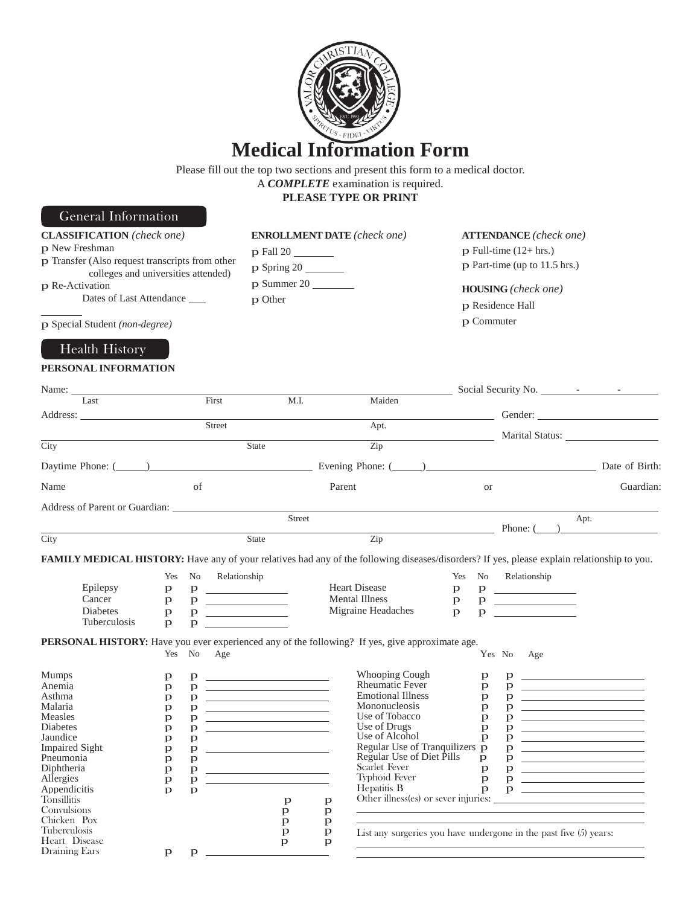# Medical Information Form

Please fill out the top two sections and present this form to a medical doctor.
A ***COMPLETE*** examination is required.
**PLEASE TYPE OR PRINT**

## General Information

**CLASSIFICATION** *(check one)*
- p New Freshman
- p Transfer (Also request transcripts from other colleges and universities attended)
- p Re-Activation
  Dates of Last Attendance ___
- p Special Student *(non-degree)*

**ENROLLMENT DATE** *(check one)*
- p Fall 20 ______
- p Spring 20 ______
- p Summer 20 ______
- p Other

**ATTENDANCE** *(check one)*
- p Full-time (12+ hrs.)
- p Part-time (up to 11.5 hrs.)

**HOUSING** *(check one)*
- p Residence Hall
- p Commuter

## Health History

**PERSONAL INFORMATION**

Name: ______________________________________________ Social Security No. ______-______-______
Last First M.I. Maiden

Address: ______________________________________________ Gender: ______________
Street Apt.

______________________________________________ Marital Status: ______________
City State Zip

Daytime Phone: (_____)______________ Evening Phone: (_____)______________ Date of Birth:

Name of Parent or Guardian:

Address of Parent or Guardian: ______________________________________________
Street Apt.

______________________________________________ Phone: (___)__________
City State Zip

**FAMILY MEDICAL HISTORY:** Have any of your relatives had any of the following diseases/disorders? If yes, please explain relationship to you.

| | Yes | No | Relationship | | Yes | No | Relationship |
|---|---|---|---|---|---|---|---|
| Epilepsy | p | p | ______ | Heart Disease | p | p | ______ |
| Cancer | p | p | ______ | Mental Illness | p | p | ______ |
| Diabetes | p | p | ______ | Migraine Headaches | p | p | ______ |
| Tuberculosis | p | p | ______ | | | | |

**PERSONAL HISTORY:** Have you ever experienced any of the following? If yes, give approximate age.

| | Yes | No | Age | | Yes | No | Age |
|---|---|---|---|---|---|---|---|
| Mumps | p | p | ______ | Whooping Cough | p | p | ______ |
| Anemia | p | p | ______ | Rheumatic Fever | p | p | ______ |
| Asthma | p | p | ______ | Emotional Illness | p | p | ______ |
| Malaria | p | p | ______ | Mononucleosis | p | p | ______ |
| Measles | p | p | ______ | Use of Tobacco | p | p | ______ |
| Diabetes | p | p | ______ | Use of Drugs | p | p | ______ |
| Jaundice | p | p | | Use of Alcohol | p | p | ______ |
| Impaired Sight | p | p | ______ | Regular Use of Tranquilizers | p | p | ______ |
| Pneumonia | p | p | | Regular Use of Diet Pills | p | p | ______ |
| Diphtheria | p | p | ______ | Scarlet Fever | p | p | ______ |
| Allergies | p | p | ______ | Typhoid Fever | p | p | ______ |
| Appendicitis | p | p | | Hepatitis B | p | p | ______ |
| Tonsillitis | p | p | | | | | |
| Convulsions | p | p | | | | | |
| Chicken Pox | p | p | | | | | |
| Tuberculosis | p | p | | | | | |
| Heart Disease | p | p | | | | | |
| Draining Ears | p | p | ______ | | | | |

Other illness(es) or sever injuries: ______________________________________________

______________________________________________

List any surgeries you have undergone in the past five (5) years:

______________________________________________

______________________________________________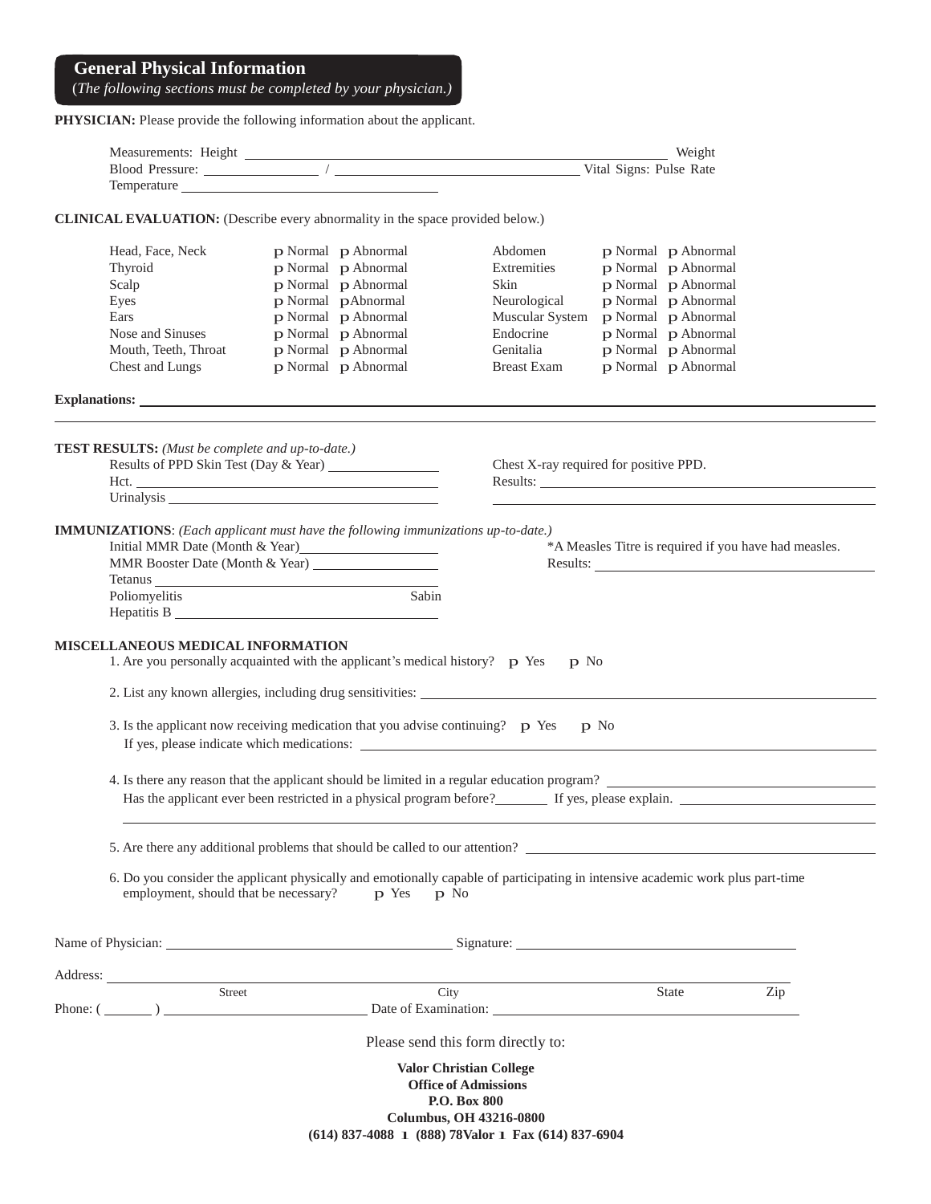## General Physical Information

*(The following sections must be completed by your physician.)*

**PHYSICIAN:** Please provide the following information about the applicant.

Measurements: Height ______________________________ Weight
Blood Pressure: ____________ / ____________________ Vital Signs: Pulse Rate
Temperature ______________________

**CLINICAL EVALUATION:** (Describe every abnormality in the space provided below.)

| | | | |
|---|---|---|---|
| Head, Face, Neck | p Normal p Abnormal | Abdomen | p Normal p Abnormal |
| Thyroid | p Normal p Abnormal | Extremities | p Normal p Abnormal |
| Scalp | p Normal p Abnormal | Skin | p Normal p Abnormal |
| Eyes | p Normal pAbnormal | Neurological | p Normal p Abnormal |
| Ears | p Normal p Abnormal | Muscular System | p Normal p Abnormal |
| Nose and Sinuses | p Normal p Abnormal | Endocrine | p Normal p Abnormal |
| Mouth, Teeth, Throat | p Normal p Abnormal | Genitalia | p Normal p Abnormal |
| Chest and Lungs | p Normal p Abnormal | Breast Exam | p Normal p Abnormal |

**Explanations:** ______________________________________________

**TEST RESULTS:** *(Must be complete and up-to-date.)*

Results of PPD Skin Test (Day & Year) ______________
Hct. ______________________
Urinalysis ______________________

Chest X-ray required for positive PPD.
Results: ______________________

**IMMUNIZATIONS**: *(Each applicant must have the following immunizations up-to-date.)*

Initial MMR Date (Month & Year)______________
MMR Booster Date (Month & Year) ______________
Tetanus ______________________
Poliomyelitis Sabin
Hepatitis B ______________________

*A Measles Titre is required if you have had measles.
Results: ______________________

**MISCELLANEOUS MEDICAL INFORMATION**

1. Are you personally acquainted with the applicant's medical history? p Yes p No

2. List any known allergies, including drug sensitivities: ______________________

3. Is the applicant now receiving medication that you advise continuing? p Yes p No
   If yes, please indicate which medications: ______________________

4. Is there any reason that the applicant should be limited in a regular education program? ______________
   Has the applicant ever been restricted in a physical program before?________ If yes, please explain. ______________

5. Are there any additional problems that should be called to our attention? ______________________

6. Do you consider the applicant physically and emotionally capable of participating in intensive academic work plus part-time employment, should that be necessary? p Yes p No

Name of Physician: ______________________ Signature: ______________________

Address: ______________________________________________
Street City State Zip

Phone: ( _______ ) ______________________ Date of Examination: ______________________

Please send this form directly to:

**Valor Christian College**
**Office of Admissions**
**P.O. Box 800**
**Columbus, OH 43216-0800**
**(614) 837-4088 ı (888) 78Valor ı Fax (614) 837-6904**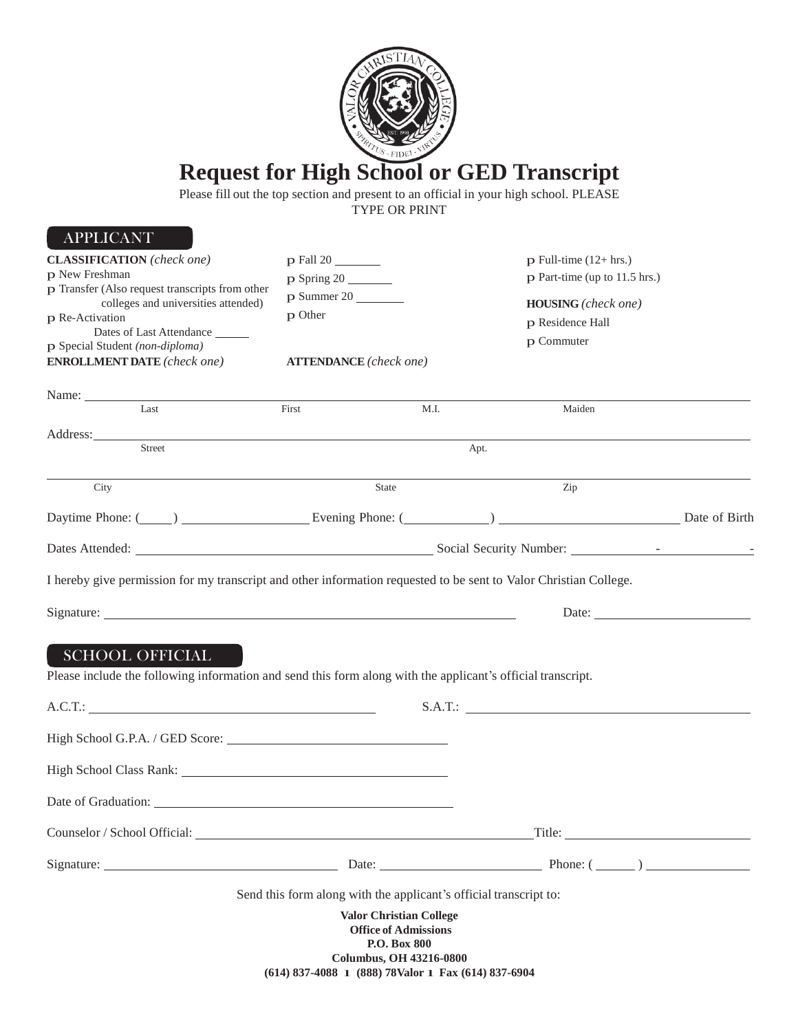# Request for High School or GED Transcript

Please fill out the top section and present to an official in your high school. PLEASE TYPE OR PRINT

## APPLICANT

**CLASSIFICATION** *(check one)*
- p New Freshman
- p Transfer (Also request transcripts from other colleges and universities attended)
- p Re-Activation
  Dates of Last Attendance _____
- p Special Student *(non-diploma)*

**ENROLLMENT DATE** *(check one)*
- p Fall 20 _______
- p Spring 20 _______
- p Summer 20 _______
- p Other

**ATTENDANCE** *(check one)*
- p Full-time (12+ hrs.)
- p Part-time (up to 11.5 hrs.)

**HOUSING** *(check one)*
- p Residence Hall
- p Commuter

Name: ____________________________________________
Last First M.I. Maiden

Address: ____________________________________________
Street Apt.

____________________________________________
City State Zip

Daytime Phone: (_____) ______________ Evening Phone: (__________) ____________________ Date of Birth

Dates Attended: ______________________________ Social Security Number: __________-__________-

I hereby give permission for my transcript and other information requested to be sent to Valor Christian College.

Signature: ______________________________________________ Date: ____________________

## SCHOOL OFFICIAL

Please include the following information and send this form along with the applicant's official transcript.

A.C.T.: ______________________________ S.A.T.: ______________________________

High School G.P.A. / GED Score: ______________________________

High School Class Rank: ______________________________

Date of Graduation: ______________________________

Counselor / School Official: ______________________________ Title: ____________________

Signature: ____________________ Date: ____________________ Phone: (______) ____________

Send this form along with the applicant's official transcript to:

**Valor Christian College**
**Office of Admissions**
**P.O. Box 800**
**Columbus, OH 43216-0800**
**(614) 837-4088 ı (888) 78Valor ı Fax (614) 837-6904**